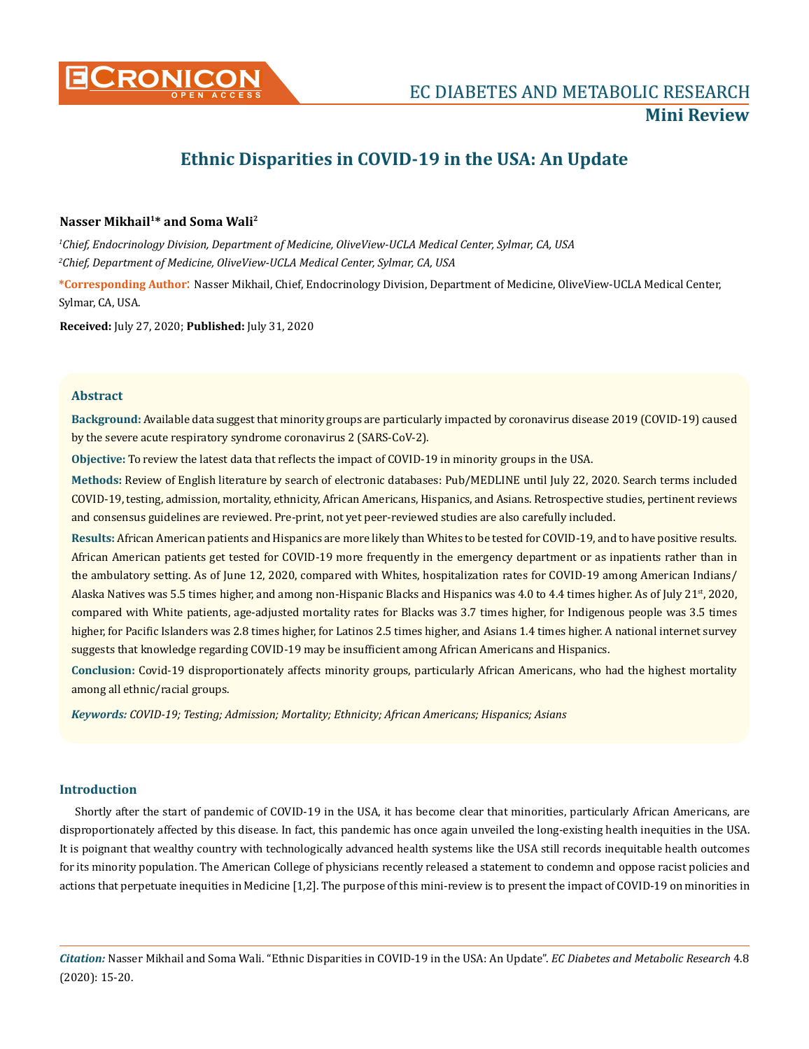# Ethnic Disparities in COVID-19 in the USA: An Update

**Nasser Mikhail[1]* and Soma Wali[2]**

*[1]Chief, Endocrinology Division, Department of Medicine, OliveView-UCLA Medical Center, Sylmar, CA, USA*

*[2]Chief, Department of Medicine, OliveView-UCLA Medical Center, Sylmar, CA, USA*

**\*Corresponding Author:** Nasser Mikhail, Chief, Endocrinology Division, Department of Medicine, OliveView-UCLA Medical Center, Sylmar, CA, USA.

**Received:** July 27, 2020; **Published:** July 31, 2020

## Abstract

**Background:** Available data suggest that minority groups are particularly impacted by coronavirus disease 2019 (COVID-19) caused by the severe acute respiratory syndrome coronavirus 2 (SARS-CoV-2).

**Objective:** To review the latest data that reflects the impact of COVID-19 in minority groups in the USA.

**Methods:** Review of English literature by search of electronic databases: Pub/MEDLINE until July 22, 2020. Search terms included COVID-19, testing, admission, mortality, ethnicity, African Americans, Hispanics, and Asians. Retrospective studies, pertinent reviews and consensus guidelines are reviewed. Pre-print, not yet peer-reviewed studies are also carefully included.

**Results:** African American patients and Hispanics are more likely than Whites to be tested for COVID-19, and to have positive results. African American patients get tested for COVID-19 more frequently in the emergency department or as inpatients rather than in the ambulatory setting. As of June 12, 2020, compared with Whites, hospitalization rates for COVID-19 among American Indians/Alaska Natives was 5.5 times higher, and among non-Hispanic Blacks and Hispanics was 4.0 to 4.4 times higher. As of July 21st, 2020, compared with White patients, age-adjusted mortality rates for Blacks was 3.7 times higher, for Indigenous people was 3.5 times higher, for Pacific Islanders was 2.8 times higher, for Latinos 2.5 times higher, and Asians 1.4 times higher. A national internet survey suggests that knowledge regarding COVID-19 may be insufficient among African Americans and Hispanics.

**Conclusion:** Covid-19 disproportionately affects minority groups, particularly African Americans, who had the highest mortality among all ethnic/racial groups.

***Keywords:*** *COVID-19; Testing; Admission; Mortality; Ethnicity; African Americans; Hispanics; Asians*

## Introduction

Shortly after the start of pandemic of COVID-19 in the USA, it has become clear that minorities, particularly African Americans, are disproportionately affected by this disease. In fact, this pandemic has once again unveiled the long-existing health inequities in the USA. It is poignant that wealthy country with technologically advanced health systems like the USA still records inequitable health outcomes for its minority population. The American College of physicians recently released a statement to condemn and oppose racist policies and actions that perpetuate inequities in Medicine [1,2]. The purpose of this mini-review is to present the impact of COVID-19 on minorities in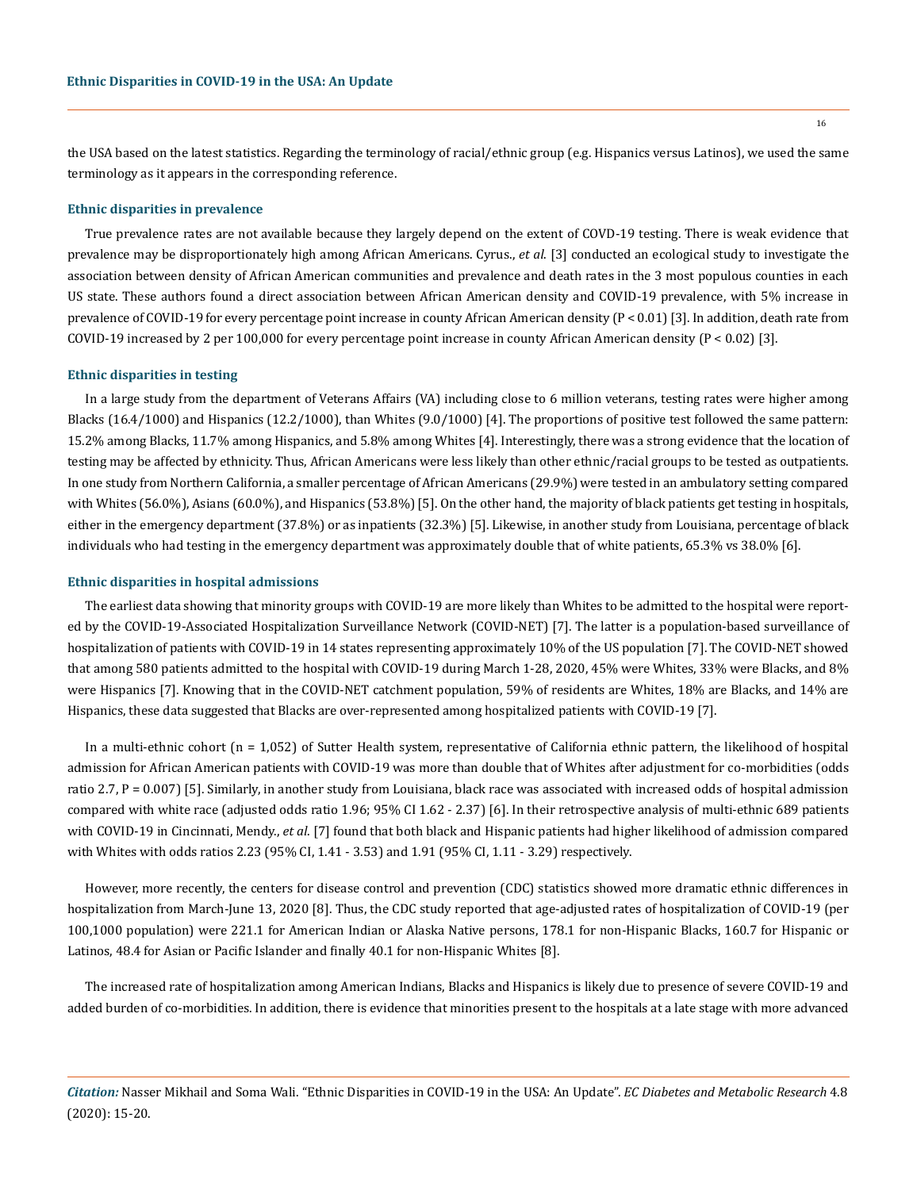the USA based on the latest statistics. Regarding the terminology of racial/ethnic group (e.g. Hispanics versus Latinos), we used the same terminology as it appears in the corresponding reference.

### Ethnic disparities in prevalence

True prevalence rates are not available because they largely depend on the extent of COVD-19 testing. There is weak evidence that prevalence may be disproportionately high among African Americans. Cyrus., *et al.* [3] conducted an ecological study to investigate the association between density of African American communities and prevalence and death rates in the 3 most populous counties in each US state. These authors found a direct association between African American density and COVID-19 prevalence, with 5% increase in prevalence of COVID-19 for every percentage point increase in county African American density ($P < 0.01$) [3]. In addition, death rate from COVID-19 increased by 2 per 100,000 for every percentage point increase in county African American density ($P < 0.02$) [3].

### Ethnic disparities in testing

In a large study from the department of Veterans Affairs (VA) including close to 6 million veterans, testing rates were higher among Blacks (16.4/1000) and Hispanics (12.2/1000), than Whites (9.0/1000) [4]. The proportions of positive test followed the same pattern: 15.2% among Blacks, 11.7% among Hispanics, and 5.8% among Whites [4]. Interestingly, there was a strong evidence that the location of testing may be affected by ethnicity. Thus, African Americans were less likely than other ethnic/racial groups to be tested as outpatients. In one study from Northern California, a smaller percentage of African Americans (29.9%) were tested in an ambulatory setting compared with Whites (56.0%), Asians (60.0%), and Hispanics (53.8%) [5]. On the other hand, the majority of black patients get testing in hospitals, either in the emergency department (37.8%) or as inpatients (32.3%) [5]. Likewise, in another study from Louisiana, percentage of black individuals who had testing in the emergency department was approximately double that of white patients, 65.3% vs 38.0% [6].

### Ethnic disparities in hospital admissions

The earliest data showing that minority groups with COVID-19 are more likely than Whites to be admitted to the hospital were reported by the COVID-19-Associated Hospitalization Surveillance Network (COVID-NET) [7]. The latter is a population-based surveillance of hospitalization of patients with COVID-19 in 14 states representing approximately 10% of the US population [7]. The COVID-NET showed that among 580 patients admitted to the hospital with COVID-19 during March 1-28, 2020, 45% were Whites, 33% were Blacks, and 8% were Hispanics [7]. Knowing that in the COVID-NET catchment population, 59% of residents are Whites, 18% are Blacks, and 14% are Hispanics, these data suggested that Blacks are over-represented among hospitalized patients with COVID-19 [7].

In a multi-ethnic cohort (n = 1,052) of Sutter Health system, representative of California ethnic pattern, the likelihood of hospital admission for African American patients with COVID-19 was more than double that of Whites after adjustment for co-morbidities (odds ratio 2.7, $P = 0.007$) [5]. Similarly, in another study from Louisiana, black race was associated with increased odds of hospital admission compared with white race (adjusted odds ratio 1.96; 95% CI 1.62 - 2.37) [6]. In their retrospective analysis of multi-ethnic 689 patients with COVID-19 in Cincinnati, Mendy., *et al.* [7] found that both black and Hispanic patients had higher likelihood of admission compared with Whites with odds ratios 2.23 (95% CI, 1.41 - 3.53) and 1.91 (95% CI, 1.11 - 3.29) respectively.

However, more recently, the centers for disease control and prevention (CDC) statistics showed more dramatic ethnic differences in hospitalization from March-June 13, 2020 [8]. Thus, the CDC study reported that age-adjusted rates of hospitalization of COVID-19 (per 100,1000 population) were 221.1 for American Indian or Alaska Native persons, 178.1 for non-Hispanic Blacks, 160.7 for Hispanic or Latinos, 48.4 for Asian or Pacific Islander and finally 40.1 for non-Hispanic Whites [8].

The increased rate of hospitalization among American Indians, Blacks and Hispanics is likely due to presence of severe COVID-19 and added burden of co-morbidities. In addition, there is evidence that minorities present to the hospitals at a late stage with more advanced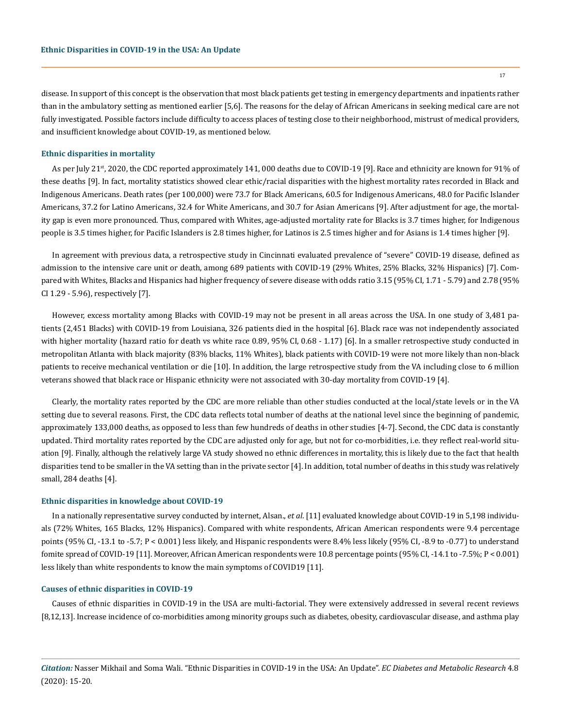disease. In support of this concept is the observation that most black patients get testing in emergency departments and inpatients rather than in the ambulatory setting as mentioned earlier [5,6]. The reasons for the delay of African Americans in seeking medical care are not fully investigated. Possible factors include difficulty to access places of testing close to their neighborhood, mistrust of medical providers, and insufficient knowledge about COVID-19, as mentioned below.

### Ethnic disparities in mortality

As per July 21st, 2020, the CDC reported approximately 141, 000 deaths due to COVID-19 [9]. Race and ethnicity are known for 91% of these deaths [9]. In fact, mortality statistics showed clear ethic/racial disparities with the highest mortality rates recorded in Black and Indigenous Americans. Death rates (per 100,000) were 73.7 for Black Americans, 60.5 for Indigenous Americans, 48.0 for Pacific Islander Americans, 37.2 for Latino Americans, 32.4 for White Americans, and 30.7 for Asian Americans [9]. After adjustment for age, the mortality gap is even more pronounced. Thus, compared with Whites, age-adjusted mortality rate for Blacks is 3.7 times higher, for Indigenous people is 3.5 times higher, for Pacific Islanders is 2.8 times higher, for Latinos is 2.5 times higher and for Asians is 1.4 times higher [9].

In agreement with previous data, a retrospective study in Cincinnati evaluated prevalence of "severe" COVID-19 disease, defined as admission to the intensive care unit or death, among 689 patients with COVID-19 (29% Whites, 25% Blacks, 32% Hispanics) [7]. Compared with Whites, Blacks and Hispanics had higher frequency of severe disease with odds ratio 3.15 (95% CI, 1.71 - 5.79) and 2.78 (95% CI 1.29 - 5.96), respectively [7].

However, excess mortality among Blacks with COVID-19 may not be present in all areas across the USA. In one study of 3,481 patients (2,451 Blacks) with COVID-19 from Louisiana, 326 patients died in the hospital [6]. Black race was not independently associated with higher mortality (hazard ratio for death vs white race 0.89, 95% CI, 0.68 - 1.17) [6]. In a smaller retrospective study conducted in metropolitan Atlanta with black majority (83% blacks, 11% Whites), black patients with COVID-19 were not more likely than non-black patients to receive mechanical ventilation or die [10]. In addition, the large retrospective study from the VA including close to 6 million veterans showed that black race or Hispanic ethnicity were not associated with 30-day mortality from COVID-19 [4].

Clearly, the mortality rates reported by the CDC are more reliable than other studies conducted at the local/state levels or in the VA setting due to several reasons. First, the CDC data reflects total number of deaths at the national level since the beginning of pandemic, approximately 133,000 deaths, as opposed to less than few hundreds of deaths in other studies [4-7]. Second, the CDC data is constantly updated. Third mortality rates reported by the CDC are adjusted only for age, but not for co-morbidities, i.e. they reflect real-world situation [9]. Finally, although the relatively large VA study showed no ethnic differences in mortality, this is likely due to the fact that health disparities tend to be smaller in the VA setting than in the private sector [4]. In addition, total number of deaths in this study was relatively small, 284 deaths [4].

### Ethnic disparities in knowledge about COVID-19

In a nationally representative survey conducted by internet, Alsan., *et al*. [11] evaluated knowledge about COVID-19 in 5,198 individuals (72% Whites, 165 Blacks, 12% Hispanics). Compared with white respondents, African American respondents were 9.4 percentage points (95% CI, -13.1 to -5.7; P < 0.001) less likely, and Hispanic respondents were 8.4% less likely (95% CI, -8.9 to -0.77) to understand fomite spread of COVID-19 [11]. Moreover, African American respondents were 10.8 percentage points (95% CI, -14.1 to -7.5%; P < 0.001) less likely than white respondents to know the main symptoms of COVID19 [11].

### Causes of ethnic disparities in COVID-19

Causes of ethnic disparities in COVID-19 in the USA are multi-factorial. They were extensively addressed in several recent reviews [8,12,13]. Increase incidence of co-morbidities among minority groups such as diabetes, obesity, cardiovascular disease, and asthma play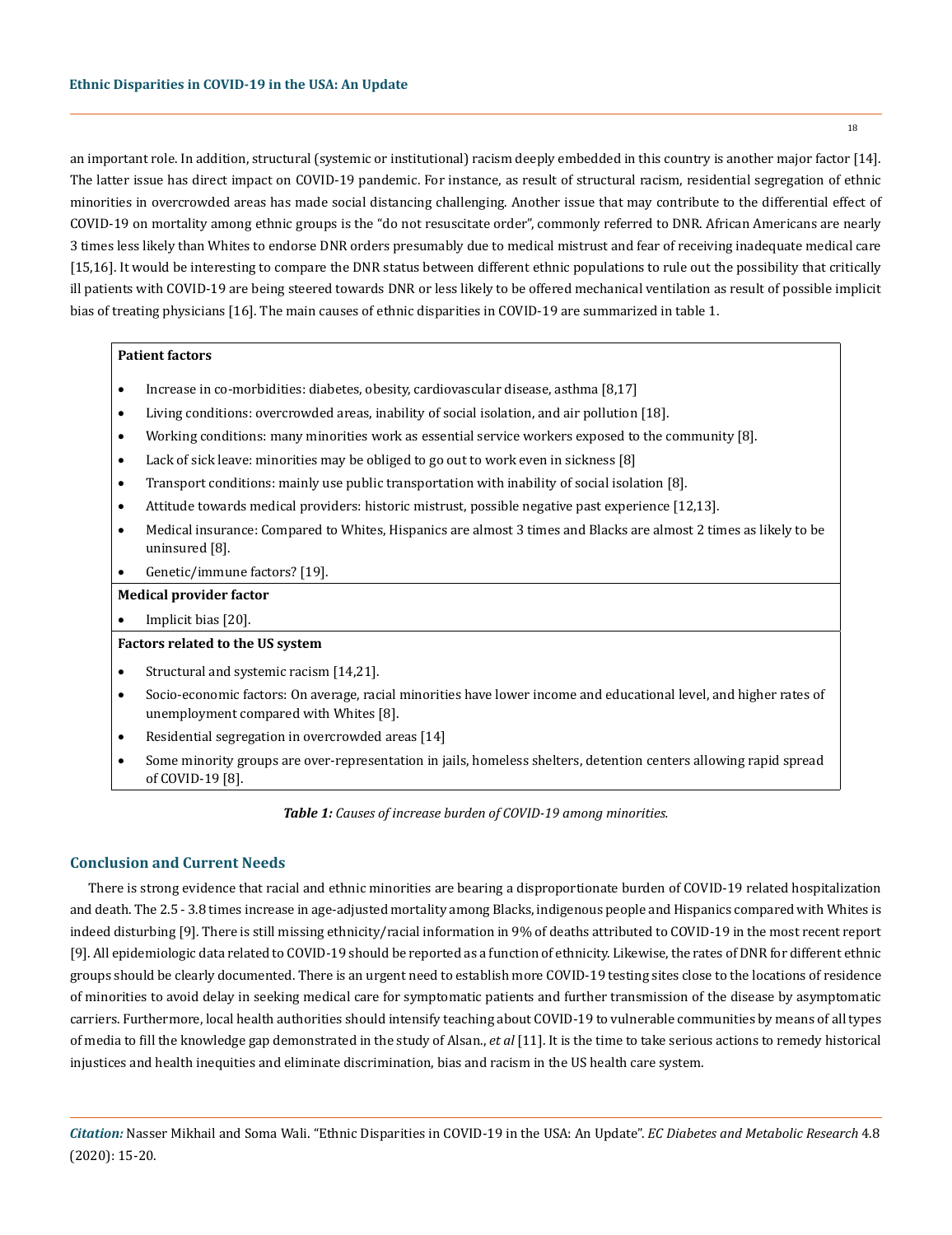an important role. In addition, structural (systemic or institutional) racism deeply embedded in this country is another major factor [14]. The latter issue has direct impact on COVID-19 pandemic. For instance, as result of structural racism, residential segregation of ethnic minorities in overcrowded areas has made social distancing challenging. Another issue that may contribute to the differential effect of COVID-19 on mortality among ethnic groups is the "do not resuscitate order", commonly referred to DNR. African Americans are nearly 3 times less likely than Whites to endorse DNR orders presumably due to medical mistrust and fear of receiving inadequate medical care [15,16]. It would be interesting to compare the DNR status between different ethnic populations to rule out the possibility that critically ill patients with COVID-19 are being steered towards DNR or less likely to be offered mechanical ventilation as result of possible implicit bias of treating physicians [16]. The main causes of ethnic disparities in COVID-19 are summarized in table 1.

| **Patient factors** |
|---|
| • Increase in co-morbidities: diabetes, obesity, cardiovascular disease, asthma [8,17] |
| • Living conditions: overcrowded areas, inability of social isolation, and air pollution [18]. |
| • Working conditions: many minorities work as essential service workers exposed to the community [8]. |
| • Lack of sick leave: minorities may be obliged to go out to work even in sickness [8] |
| • Transport conditions: mainly use public transportation with inability of social isolation [8]. |
| • Attitude towards medical providers: historic mistrust, possible negative past experience [12,13]. |
| • Medical insurance: Compared to Whites, Hispanics are almost 3 times and Blacks are almost 2 times as likely to be uninsured [8]. |
| • Genetic/immune factors? [19]. |
| **Medical provider factor** |
| • Implicit bias [20]. |
| **Factors related to the US system** |
| • Structural and systemic racism [14,21]. |
| • Socio-economic factors: On average, racial minorities have lower income and educational level, and higher rates of unemployment compared with Whites [8]. |
| • Residential segregation in overcrowded areas [14] |
| • Some minority groups are over-representation in jails, homeless shelters, detention centers allowing rapid spread of COVID-19 [8]. |

***Table 1:*** *Causes of increase burden of COVID-19 among minorities.*

## Conclusion and Current Needs

There is strong evidence that racial and ethnic minorities are bearing a disproportionate burden of COVID-19 related hospitalization and death. The 2.5 - 3.8 times increase in age-adjusted mortality among Blacks, indigenous people and Hispanics compared with Whites is indeed disturbing [9]. There is still missing ethnicity/racial information in 9% of deaths attributed to COVID-19 in the most recent report [9]. All epidemiologic data related to COVID-19 should be reported as a function of ethnicity. Likewise, the rates of DNR for different ethnic groups should be clearly documented. There is an urgent need to establish more COVID-19 testing sites close to the locations of residence of minorities to avoid delay in seeking medical care for symptomatic patients and further transmission of the disease by asymptomatic carriers. Furthermore, local health authorities should intensify teaching about COVID-19 to vulnerable communities by means of all types of media to fill the knowledge gap demonstrated in the study of Alsan., *et al* [11]. It is the time to take serious actions to remedy historical injustices and health inequities and eliminate discrimination, bias and racism in the US health care system.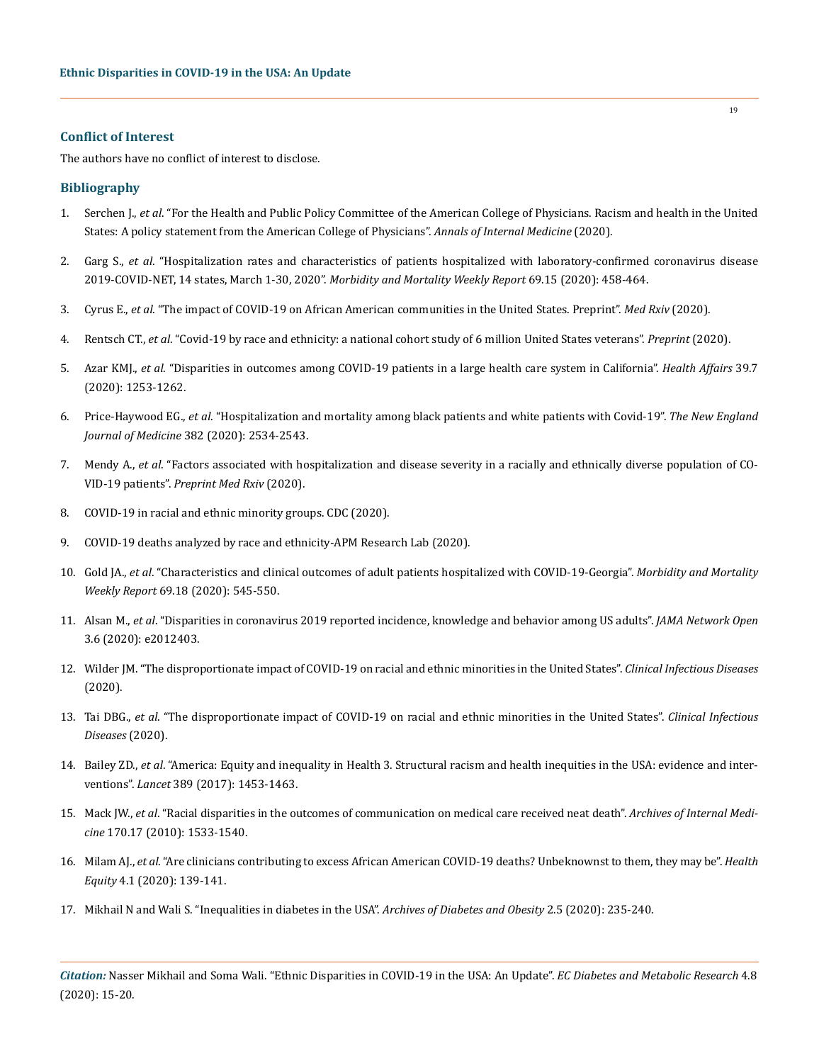## Conflict of Interest

The authors have no conflict of interest to disclose.

## Bibliography

1. Serchen J., *et al*. "For the Health and Public Policy Committee of the American College of Physicians. Racism and health in the United States: A policy statement from the American College of Physicians". *Annals of Internal Medicine* (2020).
2. Garg S., *et al*. "Hospitalization rates and characteristics of patients hospitalized with laboratory-confirmed coronavirus disease 2019-COVID-NET, 14 states, March 1-30, 2020". *Morbidity and Mortality Weekly Report* 69.15 (2020): 458-464.
3. Cyrus E., *et al*. "The impact of COVID-19 on African American communities in the United States. Preprint". *Med Rxiv* (2020).
4. Rentsch CT., *et al*. "Covid-19 by race and ethnicity: a national cohort study of 6 million United States veterans". *Preprint* (2020).
5. Azar KMJ., *et al*. "Disparities in outcomes among COVID-19 patients in a large health care system in California". *Health Affairs* 39.7 (2020): 1253-1262.
6. Price-Haywood EG., *et al*. "Hospitalization and mortality among black patients and white patients with Covid-19". *The New England Journal of Medicine* 382 (2020): 2534-2543.
7. Mendy A., *et al*. "Factors associated with hospitalization and disease severity in a racially and ethnically diverse population of COVID-19 patients". *Preprint Med Rxiv* (2020).
8. COVID-19 in racial and ethnic minority groups. CDC (2020).
9. COVID-19 deaths analyzed by race and ethnicity-APM Research Lab (2020).
10. Gold JA., *et al*. "Characteristics and clinical outcomes of adult patients hospitalized with COVID-19-Georgia". *Morbidity and Mortality Weekly Report* 69.18 (2020): 545-550.
11. Alsan M., *et al*. "Disparities in coronavirus 2019 reported incidence, knowledge and behavior among US adults". *JAMA Network Open* 3.6 (2020): e2012403.
12. Wilder JM. "The disproportionate impact of COVID-19 on racial and ethnic minorities in the United States". *Clinical Infectious Diseases* (2020).
13. Tai DBG., *et al*. "The disproportionate impact of COVID-19 on racial and ethnic minorities in the United States". *Clinical Infectious Diseases* (2020).
14. Bailey ZD., *et al*. "America: Equity and inequality in Health 3. Structural racism and health inequities in the USA: evidence and interventions". *Lancet* 389 (2017): 1453-1463.
15. Mack JW., *et al*. "Racial disparities in the outcomes of communication on medical care received neat death". *Archives of Internal Medicine* 170.17 (2010): 1533-1540.
16. Milam AJ., *et al*. "Are clinicians contributing to excess African American COVID-19 deaths? Unbeknownst to them, they may be". *Health Equity* 4.1 (2020): 139-141.
17. Mikhail N and Wali S. "Inequalities in diabetes in the USA". *Archives of Diabetes and Obesity* 2.5 (2020): 235-240.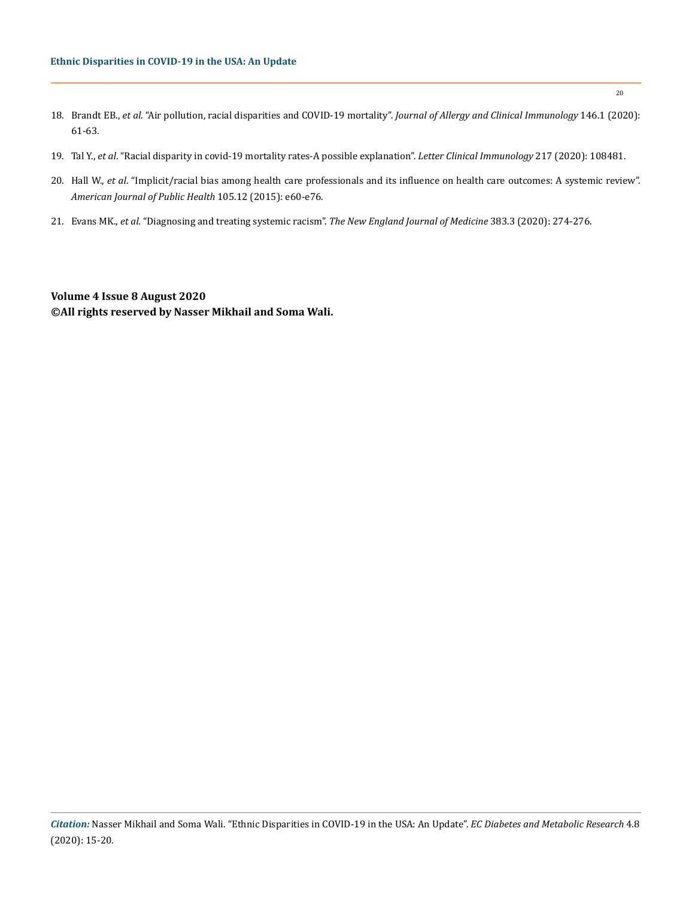18. Brandt EB., *et al*. "Air pollution, racial disparities and COVID-19 mortality". *Journal of Allergy and Clinical Immunology* 146.1 (2020): 61-63.

19. Tal Y., *et al*. "Racial disparity in covid-19 mortality rates-A possible explanation". *Letter Clinical Immunology* 217 (2020): 108481.

20. Hall W., *et al*. "Implicit/racial bias among health care professionals and its influence on health care outcomes: A systemic review". *American Journal of Public Health* 105.12 (2015): e60-e76.

21. Evans MK., *et al*. "Diagnosing and treating systemic racism". *The New England Journal of Medicine* 383.3 (2020): 274-276.

**Volume 4 Issue 8 August 2020**
**©All rights reserved by Nasser Mikhail and Soma Wali.**